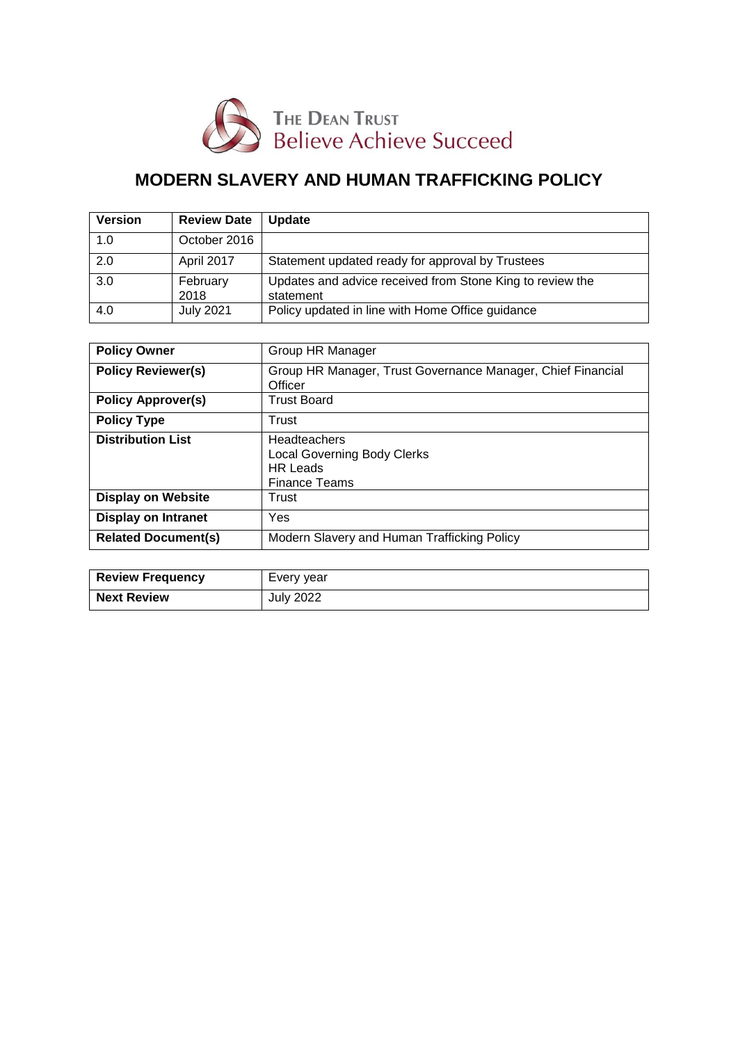The Dean Trust
Believe Achieve Succeed

# MODERN SLAVERY AND HUMAN TRAFFICKING POLICY

| Version | Review Date | Update |
|---|---|---|
| 1.0 | October 2016 | |
| 2.0 | April 2017 | Statement updated ready for approval by Trustees |
| 3.0 | February 2018 | Updates and advice received from Stone King to review the statement |
| 4.0 | July 2021 | Policy updated in line with Home Office guidance |

| | |
|---|---|
| **Policy Owner** | Group HR Manager |
| **Policy Reviewer(s)** | Group HR Manager, Trust Governance Manager, Chief Financial Officer |
| **Policy Approver(s)** | Trust Board |
| **Policy Type** | Trust |
| **Distribution List** | Headteachers<br>Local Governing Body Clerks<br>HR Leads<br>Finance Teams |
| **Display on Website** | Trust |
| **Display on Intranet** | Yes |
| **Related Document(s)** | Modern Slavery and Human Trafficking Policy |

| | |
|---|---|
| **Review Frequency** | Every year |
| **Next Review** | July 2022 |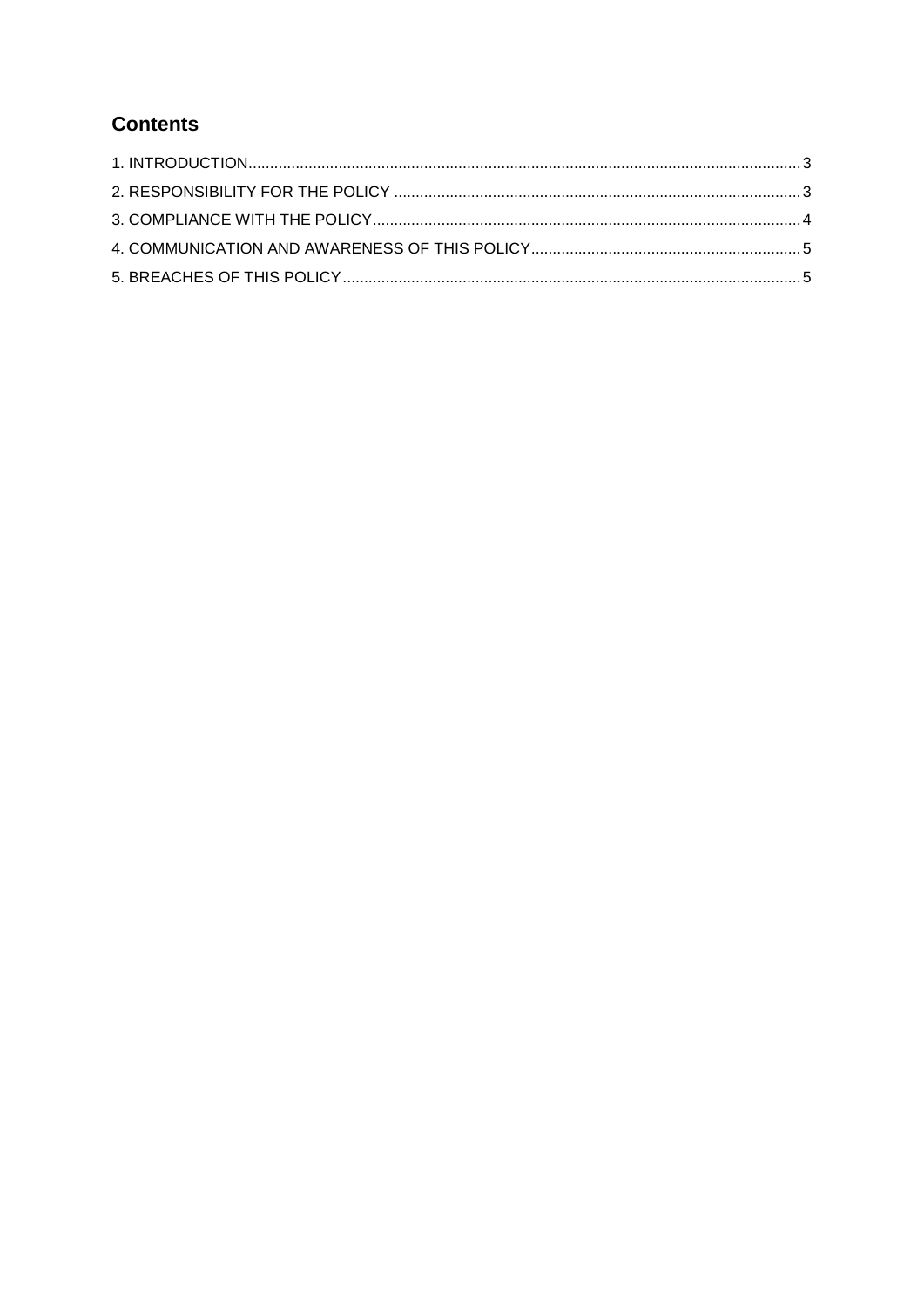## Contents

1. INTRODUCTION ... 3
2. RESPONSIBILITY FOR THE POLICY ... 3
3. COMPLIANCE WITH THE POLICY ... 4
4. COMMUNICATION AND AWARENESS OF THIS POLICY ... 5
5. BREACHES OF THIS POLICY ... 5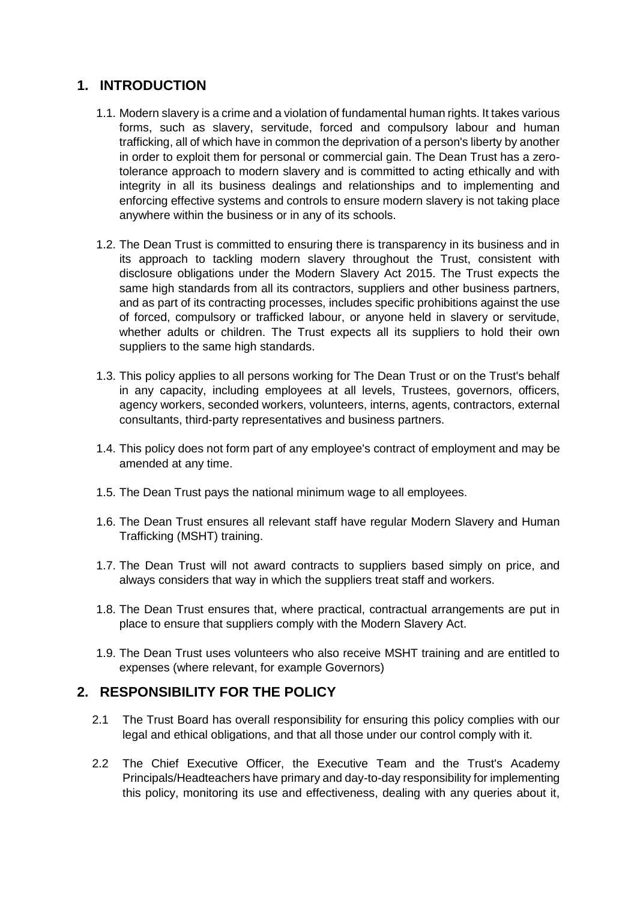## 1. INTRODUCTION

1.1. Modern slavery is a crime and a violation of fundamental human rights. It takes various forms, such as slavery, servitude, forced and compulsory labour and human trafficking, all of which have in common the deprivation of a person's liberty by another in order to exploit them for personal or commercial gain. The Dean Trust has a zero-tolerance approach to modern slavery and is committed to acting ethically and with integrity in all its business dealings and relationships and to implementing and enforcing effective systems and controls to ensure modern slavery is not taking place anywhere within the business or in any of its schools.

1.2. The Dean Trust is committed to ensuring there is transparency in its business and in its approach to tackling modern slavery throughout the Trust, consistent with disclosure obligations under the Modern Slavery Act 2015. The Trust expects the same high standards from all its contractors, suppliers and other business partners, and as part of its contracting processes, includes specific prohibitions against the use of forced, compulsory or trafficked labour, or anyone held in slavery or servitude, whether adults or children. The Trust expects all its suppliers to hold their own suppliers to the same high standards.

1.3. This policy applies to all persons working for The Dean Trust or on the Trust's behalf in any capacity, including employees at all levels, Trustees, governors, officers, agency workers, seconded workers, volunteers, interns, agents, contractors, external consultants, third-party representatives and business partners.

1.4. This policy does not form part of any employee's contract of employment and may be amended at any time.

1.5. The Dean Trust pays the national minimum wage to all employees.

1.6. The Dean Trust ensures all relevant staff have regular Modern Slavery and Human Trafficking (MSHT) training.

1.7. The Dean Trust will not award contracts to suppliers based simply on price, and always considers that way in which the suppliers treat staff and workers.

1.8. The Dean Trust ensures that, where practical, contractual arrangements are put in place to ensure that suppliers comply with the Modern Slavery Act.

1.9. The Dean Trust uses volunteers who also receive MSHT training and are entitled to expenses (where relevant, for example Governors)

## 2. RESPONSIBILITY FOR THE POLICY

2.1 The Trust Board has overall responsibility for ensuring this policy complies with our legal and ethical obligations, and that all those under our control comply with it.

2.2 The Chief Executive Officer, the Executive Team and the Trust's Academy Principals/Headteachers have primary and day-to-day responsibility for implementing this policy, monitoring its use and effectiveness, dealing with any queries about it,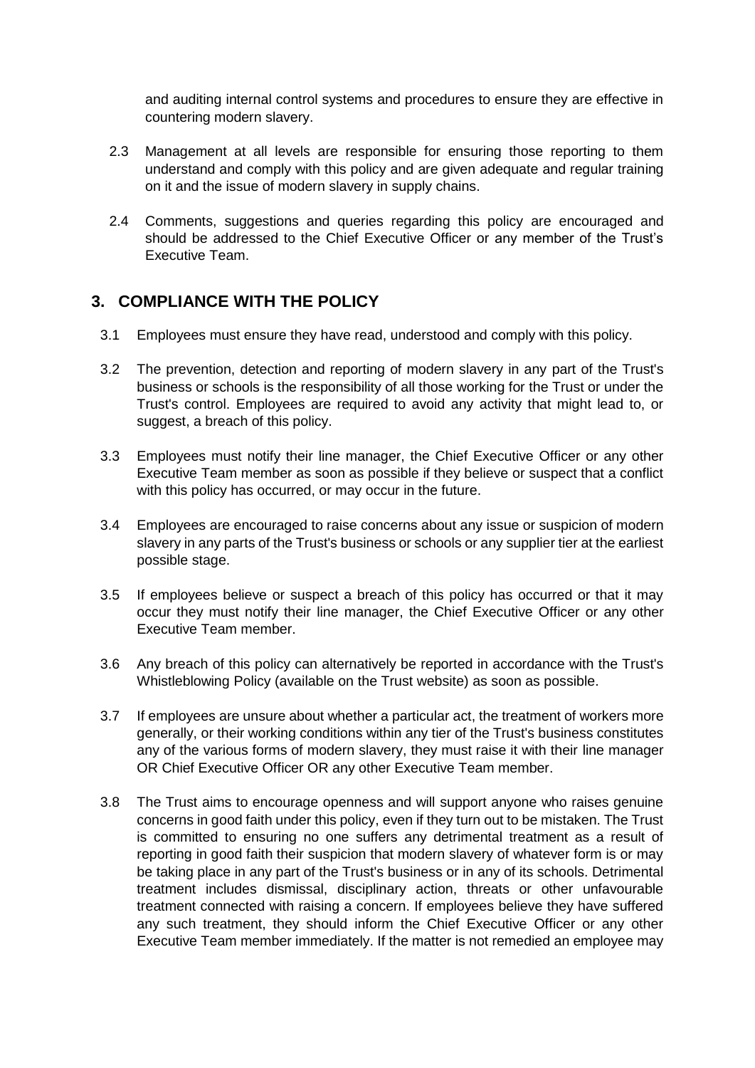and auditing internal control systems and procedures to ensure they are effective in countering modern slavery.

2.3 Management at all levels are responsible for ensuring those reporting to them understand and comply with this policy and are given adequate and regular training on it and the issue of modern slavery in supply chains.

2.4 Comments, suggestions and queries regarding this policy are encouraged and should be addressed to the Chief Executive Officer or any member of the Trust's Executive Team.

## 3. COMPLIANCE WITH THE POLICY

3.1 Employees must ensure they have read, understood and comply with this policy.

3.2 The prevention, detection and reporting of modern slavery in any part of the Trust's business or schools is the responsibility of all those working for the Trust or under the Trust's control. Employees are required to avoid any activity that might lead to, or suggest, a breach of this policy.

3.3 Employees must notify their line manager, the Chief Executive Officer or any other Executive Team member as soon as possible if they believe or suspect that a conflict with this policy has occurred, or may occur in the future.

3.4 Employees are encouraged to raise concerns about any issue or suspicion of modern slavery in any parts of the Trust's business or schools or any supplier tier at the earliest possible stage.

3.5 If employees believe or suspect a breach of this policy has occurred or that it may occur they must notify their line manager, the Chief Executive Officer or any other Executive Team member.

3.6 Any breach of this policy can alternatively be reported in accordance with the Trust's Whistleblowing Policy (available on the Trust website) as soon as possible.

3.7 If employees are unsure about whether a particular act, the treatment of workers more generally, or their working conditions within any tier of the Trust's business constitutes any of the various forms of modern slavery, they must raise it with their line manager OR Chief Executive Officer OR any other Executive Team member.

3.8 The Trust aims to encourage openness and will support anyone who raises genuine concerns in good faith under this policy, even if they turn out to be mistaken. The Trust is committed to ensuring no one suffers any detrimental treatment as a result of reporting in good faith their suspicion that modern slavery of whatever form is or may be taking place in any part of the Trust's business or in any of its schools. Detrimental treatment includes dismissal, disciplinary action, threats or other unfavourable treatment connected with raising a concern. If employees believe they have suffered any such treatment, they should inform the Chief Executive Officer or any other Executive Team member immediately. If the matter is not remedied an employee may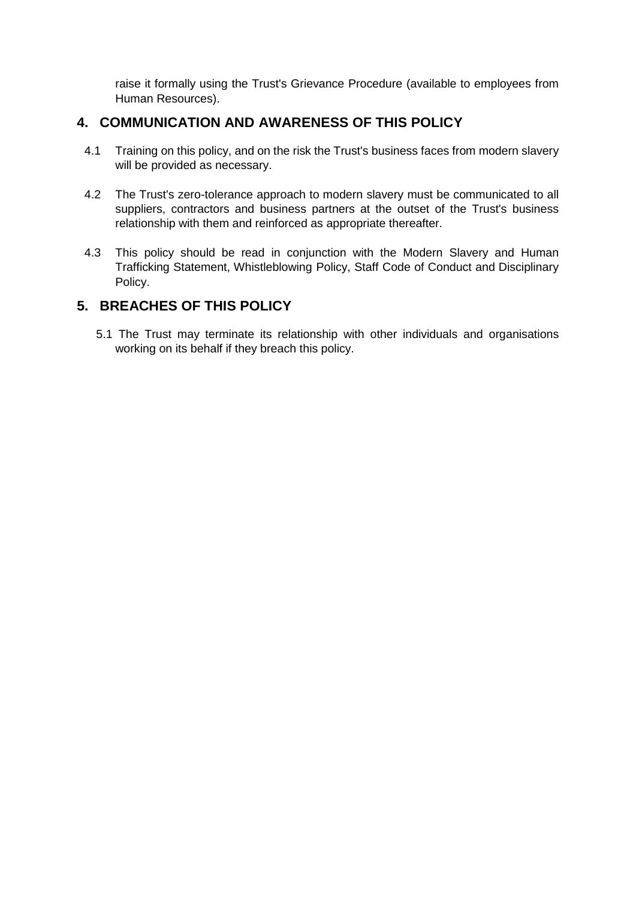raise it formally using the Trust's Grievance Procedure (available to employees from Human Resources).

## 4. COMMUNICATION AND AWARENESS OF THIS POLICY

4.1 Training on this policy, and on the risk the Trust's business faces from modern slavery will be provided as necessary.

4.2 The Trust's zero-tolerance approach to modern slavery must be communicated to all suppliers, contractors and business partners at the outset of the Trust's business relationship with them and reinforced as appropriate thereafter.

4.3 This policy should be read in conjunction with the Modern Slavery and Human Trafficking Statement, Whistleblowing Policy, Staff Code of Conduct and Disciplinary Policy.

## 5. BREACHES OF THIS POLICY

5.1 The Trust may terminate its relationship with other individuals and organisations working on its behalf if they breach this policy.